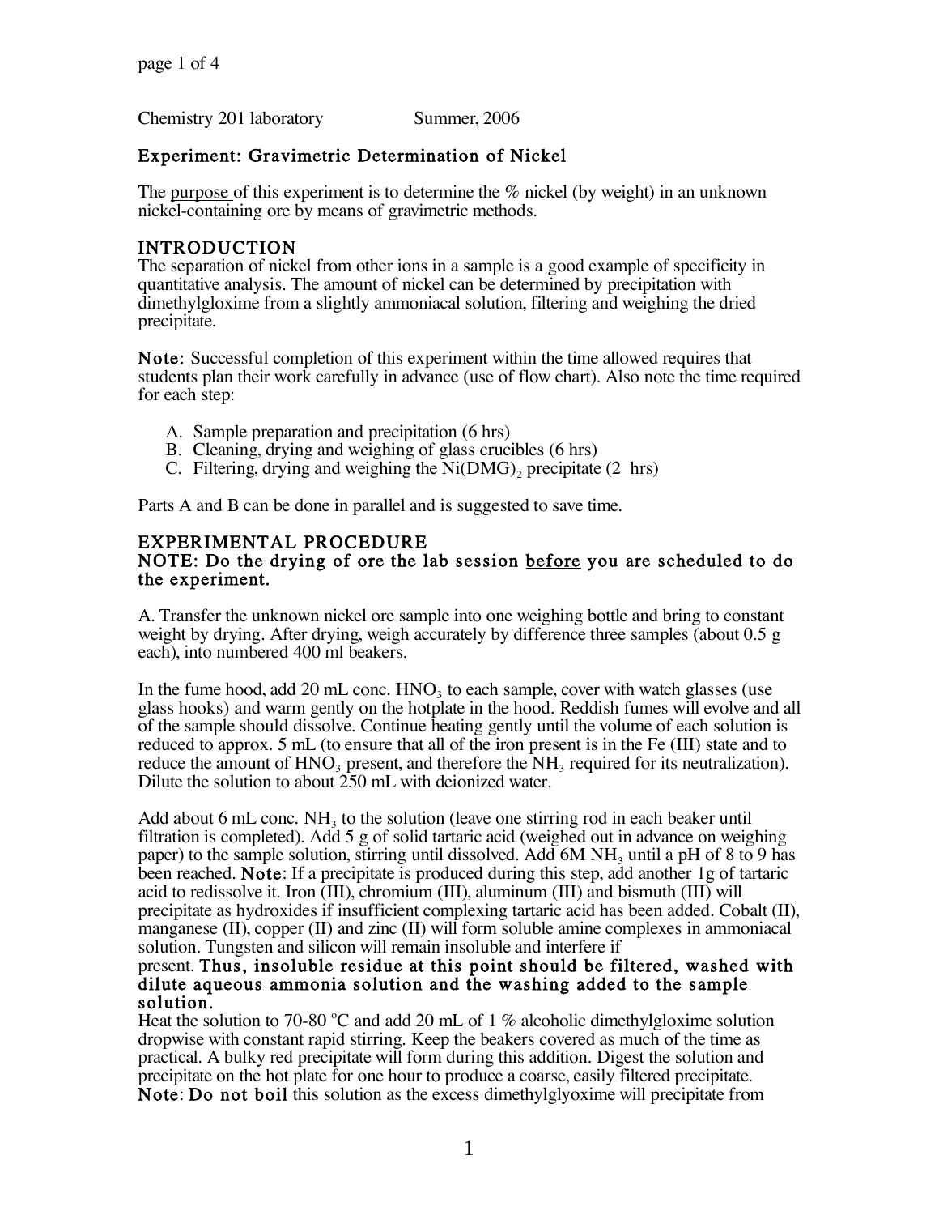Chemistry 201 laboratory Summer, 2006

# Experiment: Gravimetric Determination of Nickel

The purpose of this experiment is to determine the % nickel (by weight) in an unknown nickel-containing ore by means of gravimetric methods.

## INTRODUCTION

The separation of nickel from other ions in a sample is a good example of specificity in quantitative analysis. The amount of nickel can be determined by precipitation with dimethylgloxime from a slightly ammoniacal solution, filtering and weighing the dried precipitate.

**Note:** Successful completion of this experiment within the time allowed requires that students plan their work carefully in advance (use of flow chart). Also note the time required for each step:

A. Sample preparation and precipitation (6 hrs)
B. Cleaning, drying and weighing of glass crucibles (6 hrs)
C. Filtering, drying and weighing the $Ni(DMG)_2$ precipitate (2 hrs)

Parts A and B can be done in parallel and is suggested to save time.

## EXPERIMENTAL PROCEDURE

**NOTE: Do the drying of ore the lab session before you are scheduled to do the experiment.**

A. Transfer the unknown nickel ore sample into one weighing bottle and bring to constant weight by drying. After drying, weigh accurately by difference three samples (about 0.5 g each), into numbered 400 ml beakers.

In the fume hood, add 20 mL conc. $HNO_3$ to each sample, cover with watch glasses (use glass hooks) and warm gently on the hotplate in the hood. Reddish fumes will evolve and all of the sample should dissolve. Continue heating gently until the volume of each solution is reduced to approx. 5 mL (to ensure that all of the iron present is in the Fe (III) state and to reduce the amount of $HNO_3$ present, and therefore the $NH_3$ required for its neutralization). Dilute the solution to about 250 mL with deionized water.

Add about 6 mL conc. $NH_3$ to the solution (leave one stirring rod in each beaker until filtration is completed). Add 5 g of solid tartaric acid (weighed out in advance on weighing paper) to the sample solution, stirring until dissolved. Add 6M $NH_3$ until a pH of 8 to 9 has been reached. **Note**: If a precipitate is produced during this step, add another 1g of tartaric acid to redissolve it. Iron (III), chromium (III), aluminum (III) and bismuth (III) will precipitate as hydroxides if insufficient complexing tartaric acid has been added. Cobalt (II), manganese (II), copper (II) and zinc (II) will form soluble amine complexes in ammoniacal solution. Tungsten and silicon will remain insoluble and interfere if present. **Thus, insoluble residue at this point should be filtered, washed with dilute aqueous ammonia solution and the washing added to the sample solution.**

Heat the solution to 70-80 $^{o}C$ and add 20 mL of 1 % alcoholic dimethylgloxime solution dropwise with constant rapid stirring. Keep the beakers covered as much of the time as practical. A bulky red precipitate will form during this addition. Digest the solution and precipitate on the hot plate for one hour to produce a coarse, easily filtered precipitate. **Note**: **Do not boil** this solution as the excess dimethylglyoxime will precipitate from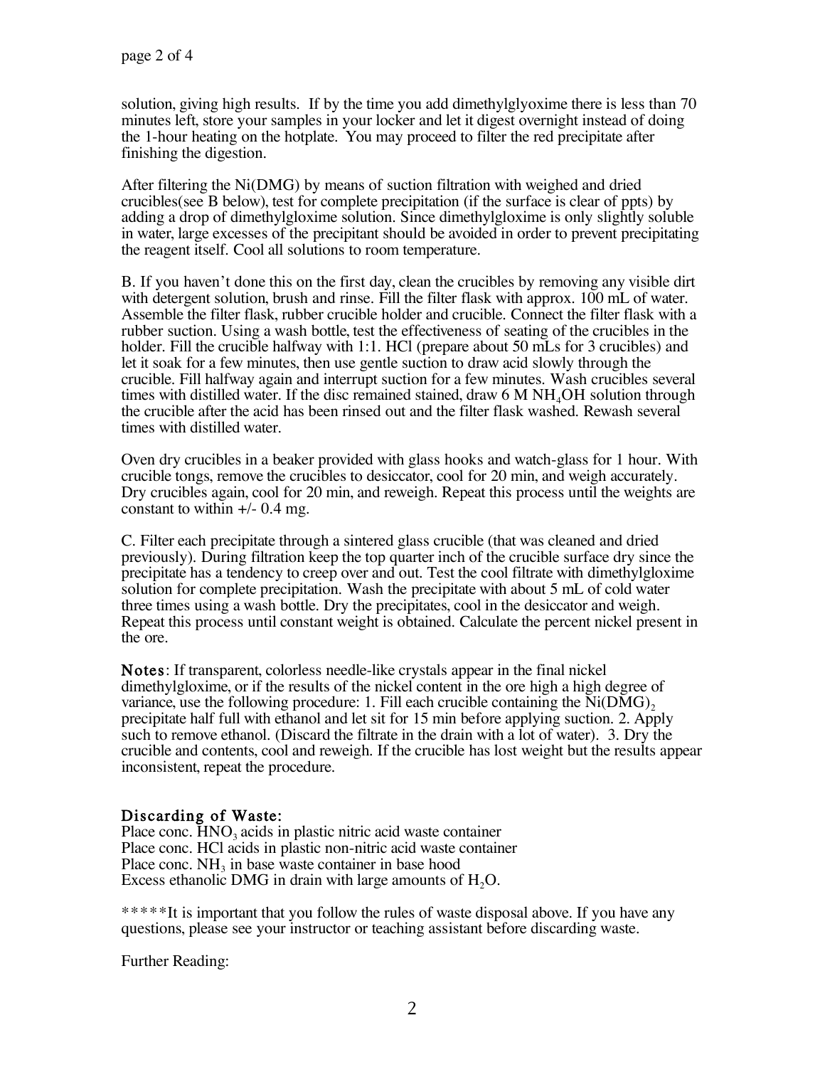solution, giving high results. If by the time you add dimethylglyoxime there is less than 70 minutes left, store your samples in your locker and let it digest overnight instead of doing the 1-hour heating on the hotplate. You may proceed to filter the red precipitate after finishing the digestion.

After filtering the Ni(DMG) by means of suction filtration with weighed and dried crucibles(see B below), test for complete precipitation (if the surface is clear of ppts) by adding a drop of dimethylgloxime solution. Since dimethylgloxime is only slightly soluble in water, large excesses of the precipitant should be avoided in order to prevent precipitating the reagent itself. Cool all solutions to room temperature.

B. If you haven't done this on the first day, clean the crucibles by removing any visible dirt with detergent solution, brush and rinse. Fill the filter flask with approx. 100 mL of water. Assemble the filter flask, rubber crucible holder and crucible. Connect the filter flask with a rubber suction. Using a wash bottle, test the effectiveness of seating of the crucibles in the holder. Fill the crucible halfway with 1:1. HCl (prepare about 50 mLs for 3 crucibles) and let it soak for a few minutes, then use gentle suction to draw acid slowly through the crucible. Fill halfway again and interrupt suction for a few minutes. Wash crucibles several times with distilled water. If the disc remained stained, draw 6 M $NH_4OH$ solution through the crucible after the acid has been rinsed out and the filter flask washed. Rewash several times with distilled water.

Oven dry crucibles in a beaker provided with glass hooks and watch-glass for 1 hour. With crucible tongs, remove the crucibles to desiccator, cool for 20 min, and weigh accurately. Dry crucibles again, cool for 20 min, and reweigh. Repeat this process until the weights are constant to within +/- 0.4 mg.

C. Filter each precipitate through a sintered glass crucible (that was cleaned and dried previously). During filtration keep the top quarter inch of the crucible surface dry since the precipitate has a tendency to creep over and out. Test the cool filtrate with dimethylgloxime solution for complete precipitation. Wash the precipitate with about 5 mL of cold water three times using a wash bottle. Dry the precipitates, cool in the desiccator and weigh. Repeat this process until constant weight is obtained. Calculate the percent nickel present in the ore.

**Notes**: If transparent, colorless needle-like crystals appear in the final nickel dimethylgloxime, or if the results of the nickel content in the ore high a high degree of variance, use the following procedure: 1. Fill each crucible containing the $Ni(DMG)_2$ precipitate half full with ethanol and let sit for 15 min before applying suction. 2. Apply such to remove ethanol. (Discard the filtrate in the drain with a lot of water). 3. Dry the crucible and contents, cool and reweigh. If the crucible has lost weight but the results appear inconsistent, repeat the procedure.

## Discarding of Waste:

Place conc. $HNO_3$ acids in plastic nitric acid waste container
Place conc. HCl acids in plastic non-nitric acid waste container
Place conc. $NH_3$ in base waste container in base hood
Excess ethanolic DMG in drain with large amounts of $H_2O$.

*****It is important that you follow the rules of waste disposal above. If you have any questions, please see your instructor or teaching assistant before discarding waste.

Further Reading: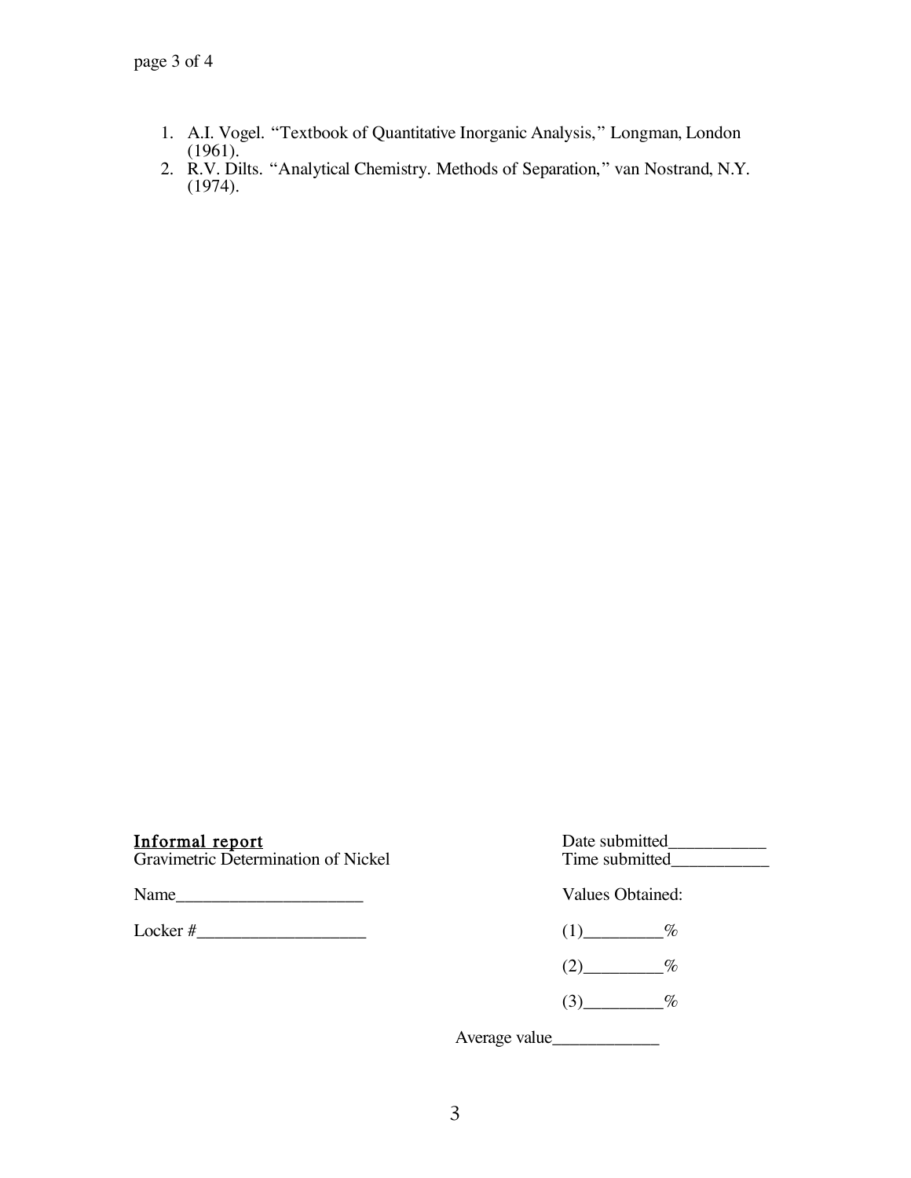1. A.I. Vogel. "Textbook of Quantitative Inorganic Analysis," Longman, London (1961).
2. R.V. Dilts. "Analytical Chemistry. Methods of Separation," van Nostrand, N.Y. (1974).

<u>Informal report</u>
Gravimetric Determination of Nickel

Date submitted___________
Time submitted___________

Name_____________________

Locker #___________________

Values Obtained:

(1)_________%

(2)_________%

(3)_________%

Average value____________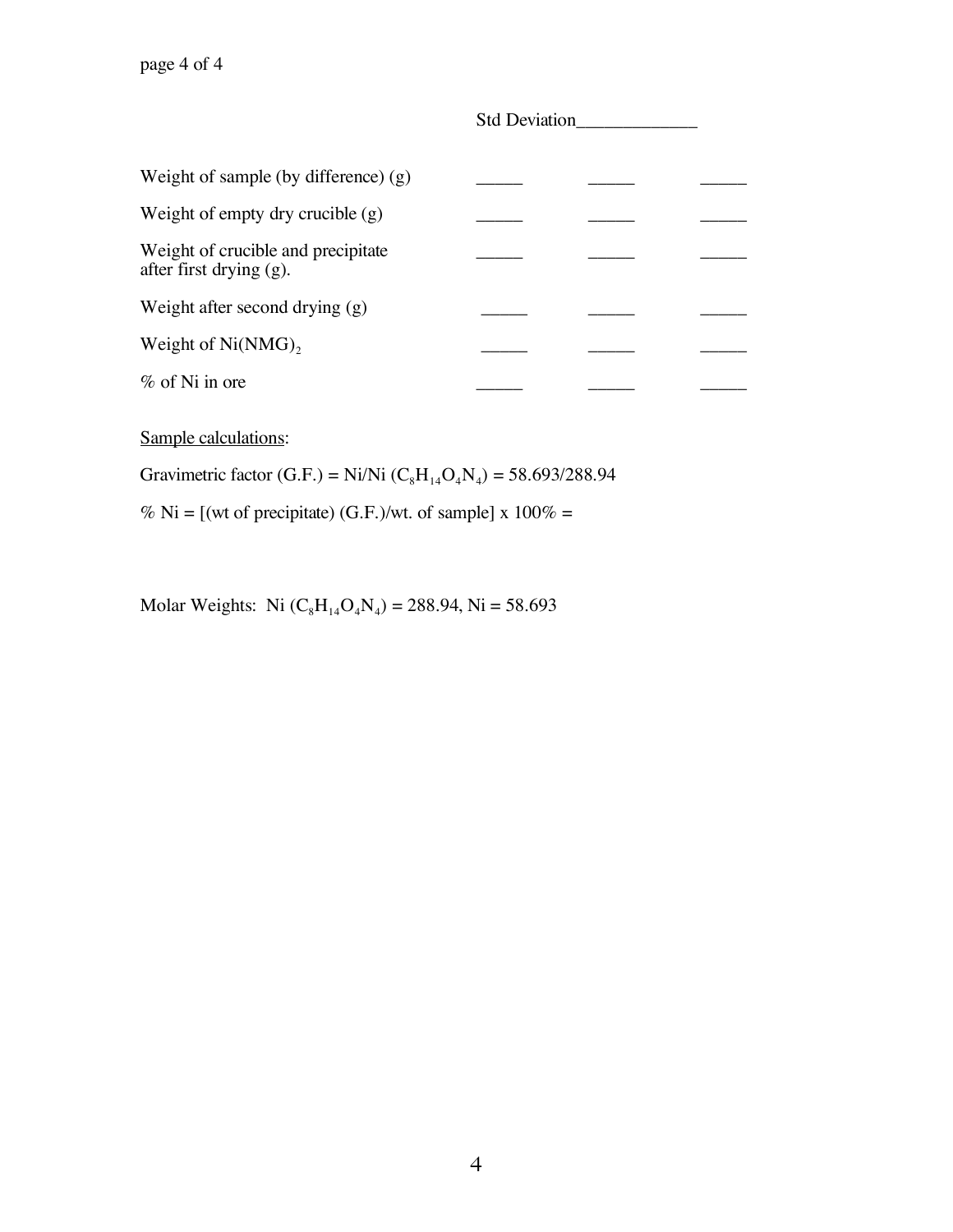Std Deviation_____________

| | | | |
|---|---|---|---|
| Weight of sample (by difference) (g) | _____ | _____ | _____ |
| Weight of empty dry crucible (g) | _____ | _____ | _____ |
| Weight of crucible and precipitate after first drying (g). | _____ | _____ | _____ |
| Weight after second drying (g) | _____ | _____ | _____ |
| Weight of $Ni(NMG)_2$ | _____ | _____ | _____ |
| % of Ni in ore | _____ | _____ | _____ |

<u>Sample calculations</u>:

Gravimetric factor (G.F.) = Ni/Ni $(C_8H_{14}O_4N_4)$ = 58.693/288.94

% Ni = [(wt of precipitate) (G.F.)/wt. of sample] x 100% =

Molar Weights: Ni $(C_8H_{14}O_4N_4)$ = 288.94, Ni = 58.693